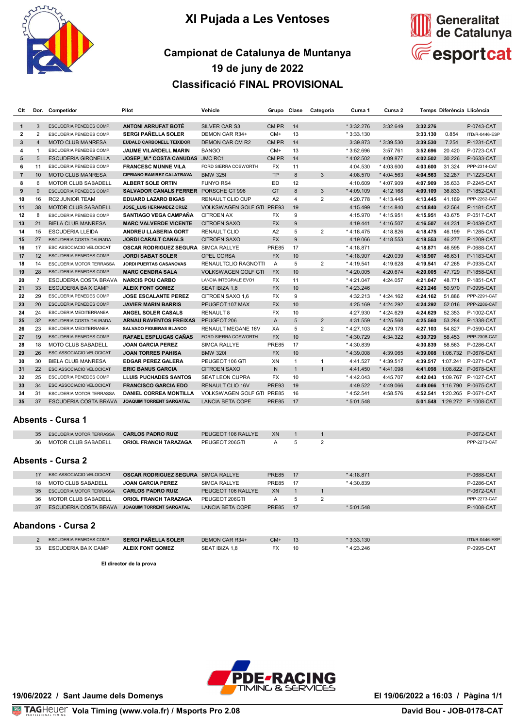# XI Pujada a Les Ventoses

## Campionat de Catalunya de Muntanya
## 19 de juny de 2022
## Classificació FINAL PROVISIONAL

| Clt | Dor. | Competidor | Pilot | Vehicle | Grupo | Clase | Categoria | Cursa 1 | Cursa 2 | Temps | Diferència | Llicència |
|---|---|---|---|---|---|---|---|---|---|---|---|---|
| 1 | 3 | ESCUDERIA PENEDES COMP. | **ANTONI ARRUFAT BOTÉ** | SILVER CAR S3 | CM PR | 14 | | * 3:32.276 | 3:32.649 | **3:32.276** | | P-0743-CAT |
| 2 | 2 | ESCUDERIA PENEDES COMP. | **SERGI PAÑELLA SOLER** | DEMON CAR R34+ | CM+ | 13 | | * 3:33.130 | | **3:33.130** | 0.854 | ITD/R-0446-ESP |
| 3 | 4 | MOTO CLUB MANRESA | **EUDALD CARBONELL TEIXIDOR** | DEMON CAR CM R2 | CM PR | 14 | | 3:39.873 | * 3:39.530 | **3:39.530** | 7.254 | P-1231-CAT |
| 4 | 1 | ESCUDERIA PENEDES COMP. | **JAUME VILARDELL MARIN** | BANGO | CM+ | 13 | | * 3:52.696 | 3:57.761 | **3:52.696** | 20.420 | P-0723-CAT |
| 5 | 5 | ESCUDERIA GIRONELLA | **JOSEP_M.ª COSTA CANUDAS** | JMC RC1 | CM PR | 14 | | * 4:02.502 | 4:09.877 | **4:02.502** | 30.226 | P-0633-CAT |
| 6 | 11 | ESCUDERIA PENEDES COMP | **FRANCESC MUNNE VILA** | FORD SIERRA COSWORTH | FX | 11 | | 4:04.530 | * 4:03.600 | **4:03.600** | 31.324 | PPP-2314-CAT |
| 7 | 10 | MOTO CLUB MANRESA | **CIPRIANO RAMIREZ CALATRAVA** | BMW 325I | TP | 8 | 3 | 4:08.570 | * 4:04.563 | **4:04.563** | 32.287 | P-1223-CAT |
| 8 | 6 | MOTOR CLUB SABADELL | **ALBERT SOLE ORTIN** | FUNYO RS4 | ED | 12 | | 4:10.609 | * 4:07.909 | **4:07.909** | 35.633 | P-2245-CAT |
| 9 | 9 | ESCUDERIA PENEDES COMP. | **SALVADOR CANALS FERRER** | PORSCHE GT 996 | GT | 8 | 3 | * 4:09.109 | 4:12.168 | **4:09.109** | 36.833 | P-1852-CAT |
| 10 | 16 | RC2 JUNIOR TEAM | **EDUARD LAZARO BIGAS** | RENAULT CLIO CUP | A2 | 4 | 2 | 4:20.778 | * 4:13.445 | **4:13.445** | 41.169 | PPP-2262-CAT |
| 11 | 38 | MOTOR CLUB SABADELL | **JOSE_LUIS HERNANDEZ CRUZ** | VOLKSWAGEN GOLF GTI | PRE93 | 19 | | 4:15.499 | * 4:14.840 | **4:14.840** | 42.564 | P-1181-CAT |
| 12 | 8 | ESCUDERIA PENEDES COMP | **SANTIAGO VEGA CAMPAÑA** | CITROEN AX | FX | 9 | | 4:15.970 | * 4:15.951 | **4:15.951** | 43.675 | P-0517-CAT |
| 13 | 21 | BIELA CLUB MANRESA | **MARC VALVERDE VICENTE** | CITROEN SAXO | FX | 9 | | 4:19.441 | * 4:16.507 | **4:16.507** | 44.231 | P-0439-CAT |
| 14 | 15 | ESCUDERIA LLEIDA | **ANDREU LLABERIA GORT** | RENAULT CLIO | A2 | 5 | 2 | * 4:18.475 | 4:18.826 | **4:18.475** | 46.199 | P-1285-CAT |
| 15 | 27 | ESCUDERIA COSTA DAURADA | **JORDI CARALT CANALS** | CITROEN SAXO | FX | 9 | | 4:19.066 | * 4:18.553 | **4:18.553** | 46.277 | P-1209-CAT |
| 16 | 17 | ESC.ASSOCIACIO VELOCICAT | **OSCAR RODRIGUEZ SEGURA** | SIMCA RALLYE | PRE85 | 17 | | * 4:18.871 | | **4:18.871** | 46.595 | P-0688-CAT |
| 17 | 12 | ESCUDERIA PENEDES COMP | **JORDI SABAT SOLER** | OPEL CORSA | FX | 10 | | * 4:18.907 | 4:20.039 | **4:18.907** | 46.631 | P-1183-CAT |
| 18 | 14 | ESCUDERIA MOTOR TERRASSA | **JORDI PUERTAS CASANOVAS** | RENAULTCLIO RAGNOTTI | A | 5 | 2 | * 4:19.541 | 4:19.628 | **4:19.541** | 47.265 | P-0935-CAT |
| 19 | 28 | ESCUDERIA PENEDES COMP | **MARC CENDRA SALA** | VOLKSWAGEN GOLF GTI | FX | 10 | | * 4:20.005 | 4:20.674 | **4:20.005** | 47.729 | P-1858-CAT |
| 20 | 7 | ESCUDERIA COSTA BRAVA | **NARCIS POU CARBO** | LANCIA INTEGRALE EVO1 | FX | 11 | | * 4:21.047 | 4:24.057 | **4:21.047** | 48.771 | P-1851-CAT |
| 21 | 33 | ESCUDERIA BAIX CAMP | **ALEIX FONT GOMEZ** | SEAT IBIZA 1,8 | FX | 10 | | * 4:23.246 | | **4:23.246** | 50.970 | P-0995-CAT |
| 22 | 29 | ESCUDERIA PENEDES COMP | **JOSE ESCALANTE PEREZ** | CITROEN SAXO 1,6 | FX | 9 | | 4:32.213 | * 4:24.162 | **4:24.162** | 51.886 | PPP-2291-CAT |
| 23 | 20 | ESCUDERIA PENEDES COMP | **JAVIER MARIN BARRIS** | PEUGEOT 107 MAX | FX | 10 | | 4:25.169 | * 4:24.292 | **4:24.292** | 52.016 | PPP-2286-CAT |
| 24 | 24 | ESCUDERIA MEDITERRANEA | **ANGEL SOLER CASALS** | RENAULT 8 | FX | 10 | | 4:27.930 | * 4:24.629 | **4:24.629** | 52.353 | P-1002-CAT |
| 25 | 32 | ESCUDERIA COSTA DAURADA | **ARNAU RAVENTOS FREIXAS** | PEUGEOT 206 | A | 5 | 2 | 4:31.559 | * 4:25.560 | **4:25.560** | 53.284 | P-1338-CAT |
| 26 | 23 | ESCUDERIA MEDITERRANEA | **SALVADO FIGUERAS BLANCO** | RENAULT MEGANE 16V | XA | 5 | 2 | * 4:27.103 | 4:29.178 | **4:27.103** | 54.827 | P-0590-CAT |
| 27 | 19 | ESCUDERIA PENEDES COMP | **RAFAEL ESPLUGAS CAÑAS** | FORD SIERRA COSWORTH | FX | 10 | | * 4:30.729 | 4:34.322 | **4:30.729** | 58.453 | PPP-2308-CAT |
| 28 | 18 | MOTO CLUB SABADELL | **JOAN GARCIA PEREZ** | SIMCA RALLYE | PRE85 | 17 | | * 4:30.839 | | **4:30.839** | 58.563 | P-0286-CAT |
| 29 | 26 | ESC.ASSOCIACIO VELOCICAT | **JOAN TORRES PAHISA** | BMW 320I | FX | 10 | | * 4:39.008 | 4:39.065 | **4:39.008** | 1:06.732 | P-0676-CAT |
| 30 | 30 | BIELA CLUB MANRESA | **EDGAR PEREZ GALERA** | PEUGEOT 106 GTI | XN | 1 | 1 | 4:41.527 | * 4:39.517 | **4:39.517** | 1:07.241 | P-0271-CAT |
| 31 | 22 | ESC.ASSOCIACIO VELOCICAT | **ERIC BANUS GARCIA** | CITROEN SAXO | N | 1 | 1 | 4:41.450 | * 4:41.098 | **4:41.098** | 1:08.822 | P-0678-CAT |
| 32 | 25 | ESCUDERIA PENEDES COMP | **LLUIS PUCHADES SANTOS** | SEAT LEON CUPRA | FX | 10 | | * 4:42.043 | 4:45.707 | **4:42.043** | 1:09.767 | P-1027-CAT |
| 33 | 34 | ESC.ASSOCIACIO VELOCICAT | **FRANCISCO GARCIA EDO** | RENAULT CLIO 16V | PRE93 | 19 | | 4:49.522 | * 4:49.066 | **4:49.066** | 1:16.790 | P-0675-CAT |
| 34 | 31 | ESCUDERIA MOTOR TERRASSA | **DANIEL CORREA MONTILLA** | VOLKSWAGEN GOLF GTI | PRE85 | 16 | | * 4:52.541 | 4:58.576 | **4:52.541** | 1:20.265 | P-0671-CAT |
| 35 | 37 | ESCUDERIA COSTA BRAVA | **JOAQUIM TORRENT SARGATAL** | LANCIA BETA COPE | PRE85 | 17 | | * 5:01.548 | | **5:01.548** | 1:29.272 | P-1008-CAT |

## Absents - Cursa 1

| Dor. | Competidor | Pilot | Vehicle | Grupo | Clase | Categoria | Cursa 1 | Cursa 2 | Llicència |
|---|---|---|---|---|---|---|---|---|---|
| 35 | ESCUDERIA MOTOR TERRASSA | **CARLOS PADRO RUIZ** | PEUGEOT 106 RALLYE | XN | 1 | 1 | | | P-0672-CAT |
| 36 | MOTOR CLUB SABADELL | **ORIOL FRANCH TARAZAGA** | PEUGEOT 206GTI | A | 5 | 2 | | | PPP-2273-CAT |

## Absents - Cursa 2

| Dor. | Competidor | Pilot | Vehicle | Grupo | Clase | Categoria | Cursa 1 | Cursa 2 | Llicència |
|---|---|---|---|---|---|---|---|---|---|
| 17 | ESC.ASSOCIACIO VELOCICAT | **OSCAR RODRIGUEZ SEGURA** | SIMCA RALLYE | PRE85 | 17 | | * 4:18.871 | | P-0688-CAT |
| 18 | MOTO CLUB SABADELL | **JOAN GARCIA PEREZ** | SIMCA RALLYE | PRE85 | 17 | | * 4:30.839 | | P-0286-CAT |
| 35 | ESCUDERIA MOTOR TERRASSA | **CARLOS PADRO RUIZ** | PEUGEOT 106 RALLYE | XN | 1 | 1 | | | P-0672-CAT |
| 36 | MOTOR CLUB SABADELL | **ORIOL FRANCH TARAZAGA** | PEUGEOT 206GTI | A | 5 | 2 | | | PPP-2273-CAT |
| 37 | ESCUDERIA COSTA BRAVA | **JOAQUIM TORRENT SARGATAL** | LANCIA BETA COPE | PRE85 | 17 | | * 5:01.548 | | P-1008-CAT |

## Abandons - Cursa 2

| Dor. | Competidor | Pilot | Vehicle | Grupo | Clase | Categoria | Cursa 1 | Cursa 2 | Llicència |
|---|---|---|---|---|---|---|---|---|---|
| 2 | ESCUDERIA PENEDES COMP. | **SERGI PAÑELLA SOLER** | DEMON CAR R34+ | CM+ | 13 | | * 3:33.130 | | ITD/R-0446-ESP |
| 33 | ESCUDERIA BAIX CAMP | **ALEIX FONT GOMEZ** | SEAT IBIZA 1,8 | FX | 10 | | * 4:23.246 | | P-0995-CAT |

**El director de la prova**

19/06/2022 / Sant Jaume dels Domenys — El 19/06/2022 a 16:03

Vola Timing (www.vola.fr) / Msports Pro 2.08 — David Bou - JOB-0178-CAT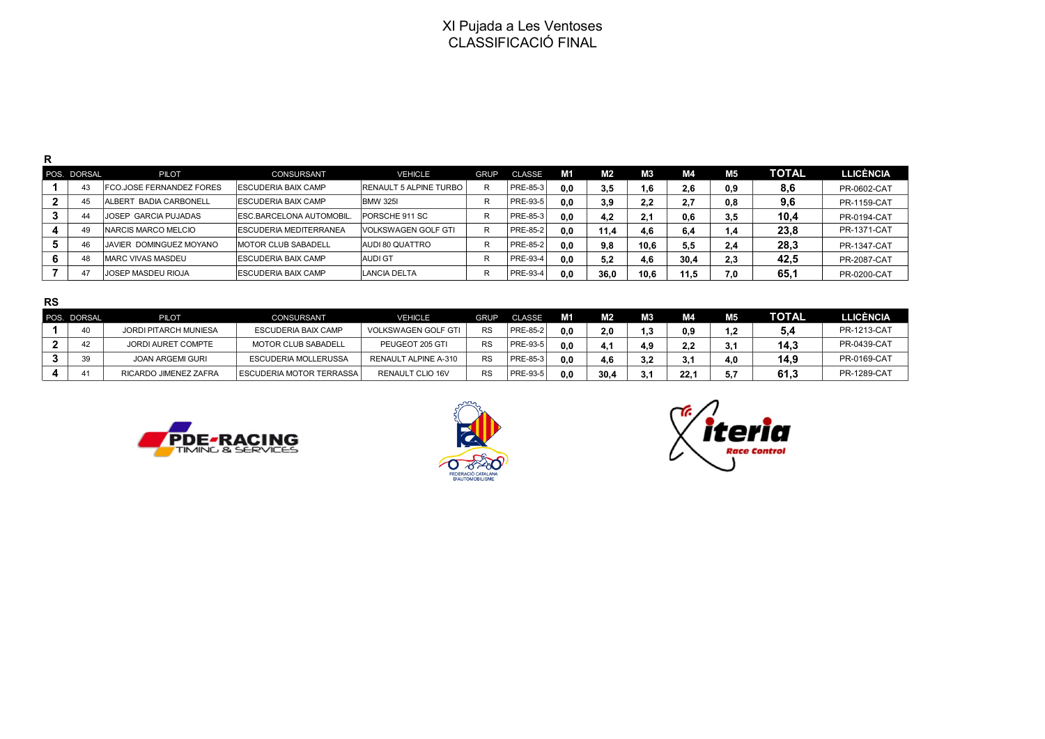# XI Pujada a Les Ventoses
## CLASSIFICACIÓ FINAL

**R**

| POS. | DORSAL | PILOT | CONSURSANT | VEHICLE | GRUP | CLASSE | M1 | M2 | M3 | M4 | M5 | TOTAL | LLICÈNCIA |
|---|---|---|---|---|---|---|---|---|---|---|---|---|---|
| 1 | 43 | FCO.JOSE FERNANDEZ FORES | ESCUDERIA BAIX CAMP | RENAULT 5 ALPINE TURBO | R | PRE-85-3 | 0,0 | 3,5 | 1,6 | 2,6 | 0,9 | 8,6 | PR-0602-CAT |
| 2 | 45 | ALBERT BADIA CARBONELL | ESCUDERIA BAIX CAMP | BMW 325I | R | PRE-93-5 | 0,0 | 3,9 | 2,2 | 2,7 | 0,8 | 9,6 | PR-1159-CAT |
| 3 | 44 | JOSEP GARCIA PUJADAS | ESC.BARCELONA AUTOMOBIL. | PORSCHE 911 SC | R | PRE-85-3 | 0,0 | 4,2 | 2,1 | 0,6 | 3,5 | 10,4 | PR-0194-CAT |
| 4 | 49 | NARCIS MARCO MELCIO | ESCUDERIA MEDITERRANEA | VOLKSWAGEN GOLF GTI | R | PRE-85-2 | 0,0 | 11,4 | 4,6 | 6,4 | 1,4 | 23,8 | PR-1371-CAT |
| 5 | 46 | JAVIER DOMINGUEZ MOYANO | MOTOR CLUB SABADELL | AUDI 80 QUATTRO | R | PRE-85-2 | 0,0 | 9,8 | 10,6 | 5,5 | 2,4 | 28,3 | PR-1347-CAT |
| 6 | 48 | MARC VIVAS MASDEU | ESCUDERIA BAIX CAMP | AUDI GT | R | PRE-93-4 | 0,0 | 5,2 | 4,6 | 30,4 | 2,3 | 42,5 | PR-2087-CAT |
| 7 | 47 | JOSEP MASDEU RIOJA | ESCUDERIA BAIX CAMP | LANCIA DELTA | R | PRE-93-4 | 0,0 | 36,0 | 10,6 | 11,5 | 7,0 | 65,1 | PR-0200-CAT |

**RS**

| POS. | DORSAL | PILOT | CONSURSANT | VEHICLE | GRUP | CLASSE | M1 | M2 | M3 | M4 | M5 | TOTAL | LLICÈNCIA |
|---|---|---|---|---|---|---|---|---|---|---|---|---|---|
| 1 | 40 | JORDI PITARCH MUNIESA | ESCUDERIA BAIX CAMP | VOLKSWAGEN GOLF GTI | RS | PRE-85-2 | 0,0 | 2,0 | 1,3 | 0,9 | 1,2 | 5,4 | PR-1213-CAT |
| 2 | 42 | JORDI AURET COMPTE | MOTOR CLUB SABADELL | PEUGEOT 205 GTI | RS | PRE-93-5 | 0,0 | 4,1 | 4,9 | 2,2 | 3,1 | 14,3 | PR-0439-CAT |
| 3 | 39 | JOAN ARGEMI GURI | ESCUDERIA MOLLERUSSA | RENAULT ALPINE A-310 | RS | PRE-85-3 | 0,0 | 4,6 | 3,2 | 3,1 | 4,0 | 14,9 | PR-0169-CAT |
| 4 | 41 | RICARDO JIMENEZ ZAFRA | ESCUDERIA MOTOR TERRASSA | RENAULT CLIO 16V | RS | PRE-93-5 | 0,0 | 30,4 | 3,1 | 22,1 | 5,7 | 61,3 | PR-1289-CAT |

PDE-RACING TIMING & SERVICES

FEDERACIÓ CATALANA D'AUTOMOBILISME

iteria Race Control